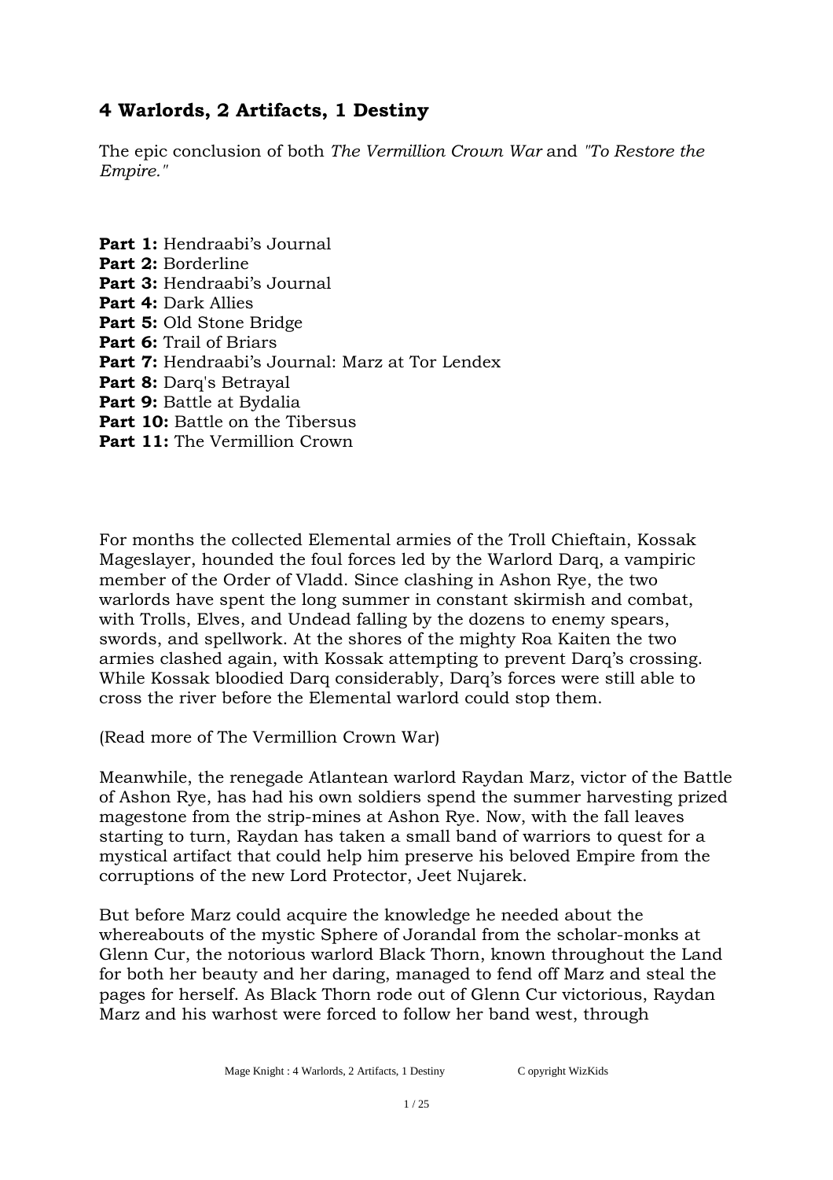## 4 Warlords, 2 Artifacts, 1 Destiny

The epic conclusion of both *The Vermillion Crown War* and *"To Restore the Empire."*

**Part 1:** Hendraabi's Journal
**Part 2:** Borderline
**Part 3:** Hendraabi's Journal
**Part 4:** Dark Allies
**Part 5:** Old Stone Bridge
**Part 6:** Trail of Briars
**Part 7:** Hendraabi's Journal: Marz at Tor Lendex
**Part 8:** Darq's Betrayal
**Part 9:** Battle at Bydalia
**Part 10:** Battle on the Tibersus
**Part 11:** The Vermillion Crown

For months the collected Elemental armies of the Troll Chieftain, Kossak Mageslayer, hounded the foul forces led by the Warlord Darq, a vampiric member of the Order of Vladd. Since clashing in Ashon Rye, the two warlords have spent the long summer in constant skirmish and combat, with Trolls, Elves, and Undead falling by the dozens to enemy spears, swords, and spellwork. At the shores of the mighty Roa Kaiten the two armies clashed again, with Kossak attempting to prevent Darq's crossing. While Kossak bloodied Darq considerably, Darq's forces were still able to cross the river before the Elemental warlord could stop them.

(Read more of The Vermillion Crown War)

Meanwhile, the renegade Atlantean warlord Raydan Marz, victor of the Battle of Ashon Rye, has had his own soldiers spend the summer harvesting prized magestone from the strip-mines at Ashon Rye. Now, with the fall leaves starting to turn, Raydan has taken a small band of warriors to quest for a mystical artifact that could help him preserve his beloved Empire from the corruptions of the new Lord Protector, Jeet Nujarek.

But before Marz could acquire the knowledge he needed about the whereabouts of the mystic Sphere of Jorandal from the scholar-monks at Glenn Cur, the notorious warlord Black Thorn, known throughout the Land for both her beauty and her daring, managed to fend off Marz and steal the pages for herself. As Black Thorn rode out of Glenn Cur victorious, Raydan Marz and his warhost were forced to follow her band west, through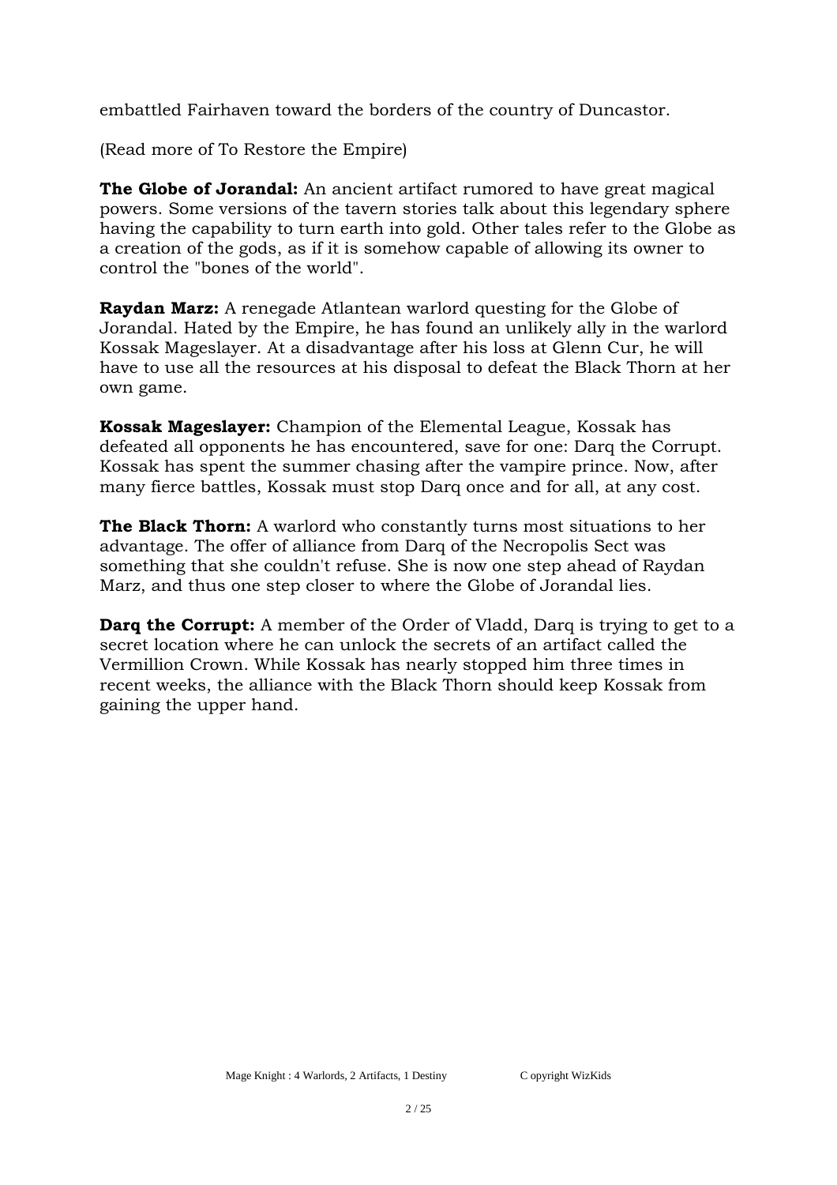embattled Fairhaven toward the borders of the country of Duncastor.

(Read more of To Restore the Empire)

**The Globe of Jorandal:** An ancient artifact rumored to have great magical powers. Some versions of the tavern stories talk about this legendary sphere having the capability to turn earth into gold. Other tales refer to the Globe as a creation of the gods, as if it is somehow capable of allowing its owner to control the "bones of the world".

**Raydan Marz:** A renegade Atlantean warlord questing for the Globe of Jorandal. Hated by the Empire, he has found an unlikely ally in the warlord Kossak Mageslayer. At a disadvantage after his loss at Glenn Cur, he will have to use all the resources at his disposal to defeat the Black Thorn at her own game.

**Kossak Mageslayer:** Champion of the Elemental League, Kossak has defeated all opponents he has encountered, save for one: Darq the Corrupt. Kossak has spent the summer chasing after the vampire prince. Now, after many fierce battles, Kossak must stop Darq once and for all, at any cost.

**The Black Thorn:** A warlord who constantly turns most situations to her advantage. The offer of alliance from Darq of the Necropolis Sect was something that she couldn't refuse. She is now one step ahead of Raydan Marz, and thus one step closer to where the Globe of Jorandal lies.

**Darq the Corrupt:** A member of the Order of Vladd, Darq is trying to get to a secret location where he can unlock the secrets of an artifact called the Vermillion Crown. While Kossak has nearly stopped him three times in recent weeks, the alliance with the Black Thorn should keep Kossak from gaining the upper hand.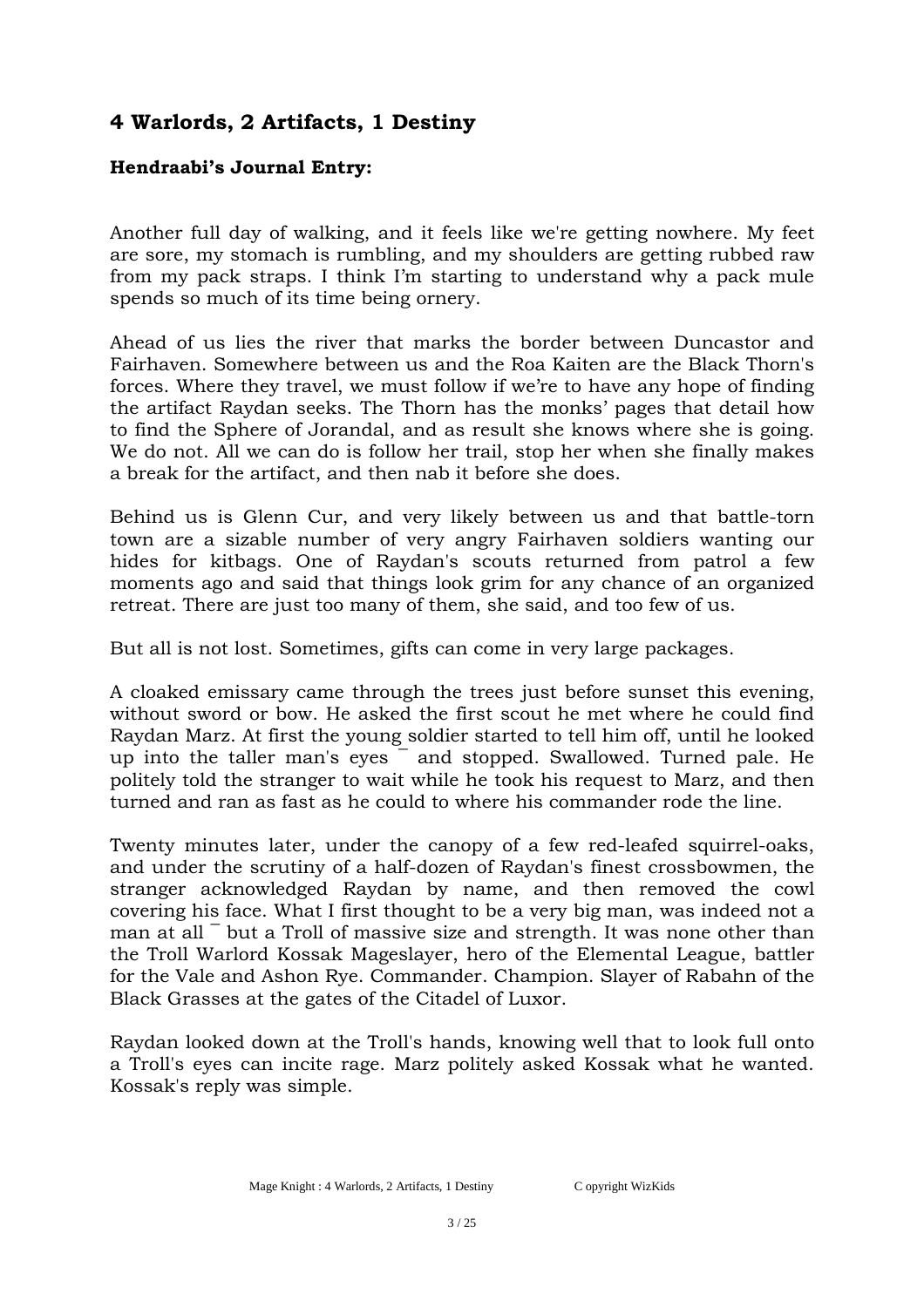## 4 Warlords, 2 Artifacts, 1 Destiny

### Hendraabi's Journal Entry:

Another full day of walking, and it feels like we're getting nowhere. My feet are sore, my stomach is rumbling, and my shoulders are getting rubbed raw from my pack straps. I think I'm starting to understand why a pack mule spends so much of its time being ornery.

Ahead of us lies the river that marks the border between Duncastor and Fairhaven. Somewhere between us and the Roa Kaiten are the Black Thorn's forces. Where they travel, we must follow if we're to have any hope of finding the artifact Raydan seeks. The Thorn has the monks' pages that detail how to find the Sphere of Jorandal, and as result she knows where she is going. We do not. All we can do is follow her trail, stop her when she finally makes a break for the artifact, and then nab it before she does.

Behind us is Glenn Cur, and very likely between us and that battle-torn town are a sizable number of very angry Fairhaven soldiers wanting our hides for kitbags. One of Raydan's scouts returned from patrol a few moments ago and said that things look grim for any chance of an organized retreat. There are just too many of them, she said, and too few of us.

But all is not lost. Sometimes, gifts can come in very large packages.

A cloaked emissary came through the trees just before sunset this evening, without sword or bow. He asked the first scout he met where he could find Raydan Marz. At first the young soldier started to tell him off, until he looked up into the taller man's eyes ¯ and stopped. Swallowed. Turned pale. He politely told the stranger to wait while he took his request to Marz, and then turned and ran as fast as he could to where his commander rode the line.

Twenty minutes later, under the canopy of a few red-leafed squirrel-oaks, and under the scrutiny of a half-dozen of Raydan's finest crossbowmen, the stranger acknowledged Raydan by name, and then removed the cowl covering his face. What I first thought to be a very big man, was indeed not a man at all ¯ but a Troll of massive size and strength. It was none other than the Troll Warlord Kossak Mageslayer, hero of the Elemental League, battler for the Vale and Ashon Rye. Commander. Champion. Slayer of Rabahn of the Black Grasses at the gates of the Citadel of Luxor.

Raydan looked down at the Troll's hands, knowing well that to look full onto a Troll's eyes can incite rage. Marz politely asked Kossak what he wanted. Kossak's reply was simple.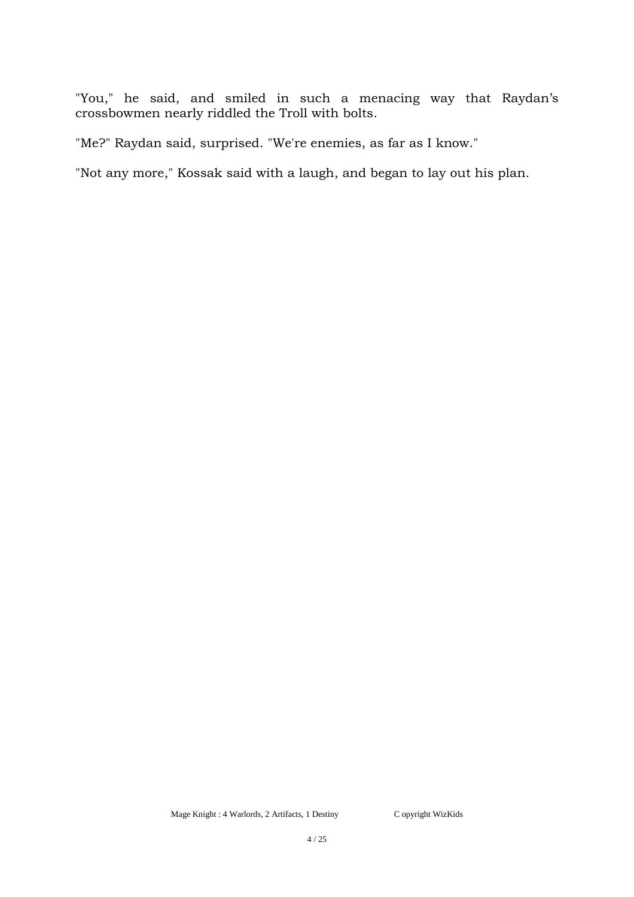"You," he said, and smiled in such a menacing way that Raydan’s crossbowmen nearly riddled the Troll with bolts.

"Me?" Raydan said, surprised. "We're enemies, as far as I know."

"Not any more," Kossak said with a laugh, and began to lay out his plan.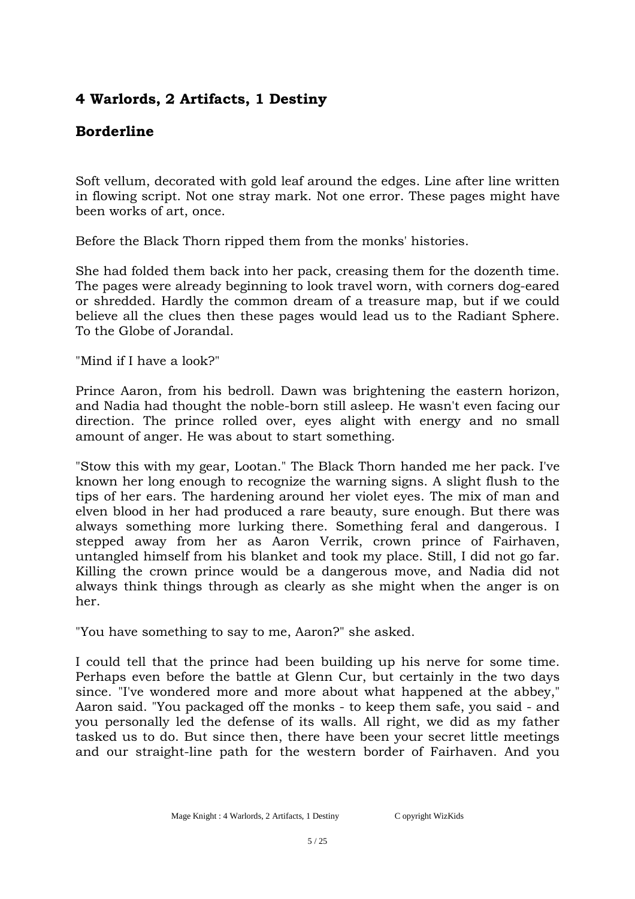## 4 Warlords, 2 Artifacts, 1 Destiny

## Borderline

Soft vellum, decorated with gold leaf around the edges. Line after line written in flowing script. Not one stray mark. Not one error. These pages might have been works of art, once.

Before the Black Thorn ripped them from the monks' histories.

She had folded them back into her pack, creasing them for the dozenth time. The pages were already beginning to look travel worn, with corners dog-eared or shredded. Hardly the common dream of a treasure map, but if we could believe all the clues then these pages would lead us to the Radiant Sphere. To the Globe of Jorandal.

"Mind if I have a look?"

Prince Aaron, from his bedroll. Dawn was brightening the eastern horizon, and Nadia had thought the noble-born still asleep. He wasn't even facing our direction. The prince rolled over, eyes alight with energy and no small amount of anger. He was about to start something.

"Stow this with my gear, Lootan." The Black Thorn handed me her pack. I've known her long enough to recognize the warning signs. A slight flush to the tips of her ears. The hardening around her violet eyes. The mix of man and elven blood in her had produced a rare beauty, sure enough. But there was always something more lurking there. Something feral and dangerous. I stepped away from her as Aaron Verrik, crown prince of Fairhaven, untangled himself from his blanket and took my place. Still, I did not go far. Killing the crown prince would be a dangerous move, and Nadia did not always think things through as clearly as she might when the anger is on her.

"You have something to say to me, Aaron?" she asked.

I could tell that the prince had been building up his nerve for some time. Perhaps even before the battle at Glenn Cur, but certainly in the two days since. "I've wondered more and more about what happened at the abbey," Aaron said. "You packaged off the monks - to keep them safe, you said - and you personally led the defense of its walls. All right, we did as my father tasked us to do. But since then, there have been your secret little meetings and our straight-line path for the western border of Fairhaven. And you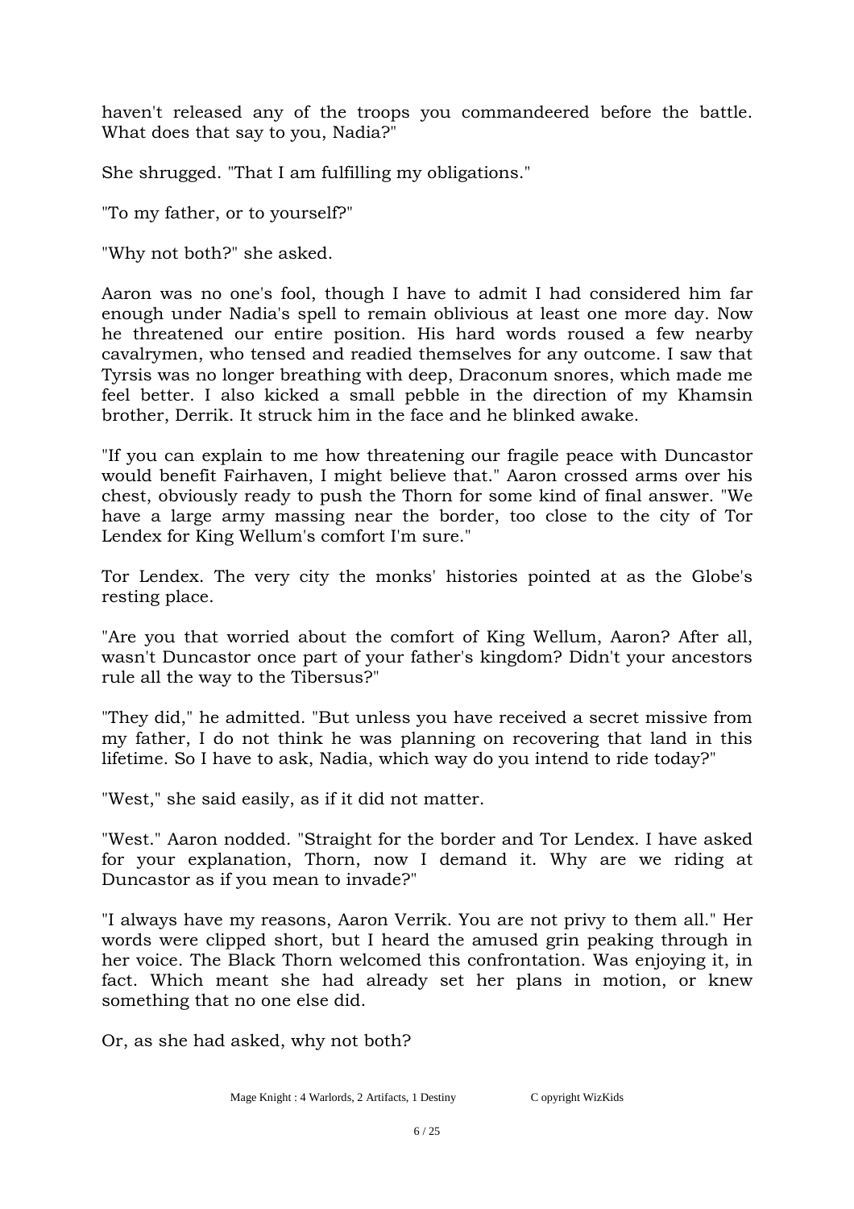haven't released any of the troops you commandeered before the battle. What does that say to you, Nadia?"

She shrugged. "That I am fulfilling my obligations."

"To my father, or to yourself?"

"Why not both?" she asked.

Aaron was no one's fool, though I have to admit I had considered him far enough under Nadia's spell to remain oblivious at least one more day. Now he threatened our entire position. His hard words roused a few nearby cavalrymen, who tensed and readied themselves for any outcome. I saw that Tyrsis was no longer breathing with deep, Draconum snores, which made me feel better. I also kicked a small pebble in the direction of my Khamsin brother, Derrik. It struck him in the face and he blinked awake.

"If you can explain to me how threatening our fragile peace with Duncastor would benefit Fairhaven, I might believe that." Aaron crossed arms over his chest, obviously ready to push the Thorn for some kind of final answer. "We have a large army massing near the border, too close to the city of Tor Lendex for King Wellum's comfort I'm sure."

Tor Lendex. The very city the monks' histories pointed at as the Globe's resting place.

"Are you that worried about the comfort of King Wellum, Aaron? After all, wasn't Duncastor once part of your father's kingdom? Didn't your ancestors rule all the way to the Tibersus?"

"They did," he admitted. "But unless you have received a secret missive from my father, I do not think he was planning on recovering that land in this lifetime. So I have to ask, Nadia, which way do you intend to ride today?"

"West," she said easily, as if it did not matter.

"West." Aaron nodded. "Straight for the border and Tor Lendex. I have asked for your explanation, Thorn, now I demand it. Why are we riding at Duncastor as if you mean to invade?"

"I always have my reasons, Aaron Verrik. You are not privy to them all." Her words were clipped short, but I heard the amused grin peaking through in her voice. The Black Thorn welcomed this confrontation. Was enjoying it, in fact. Which meant she had already set her plans in motion, or knew something that no one else did.

Or, as she had asked, why not both?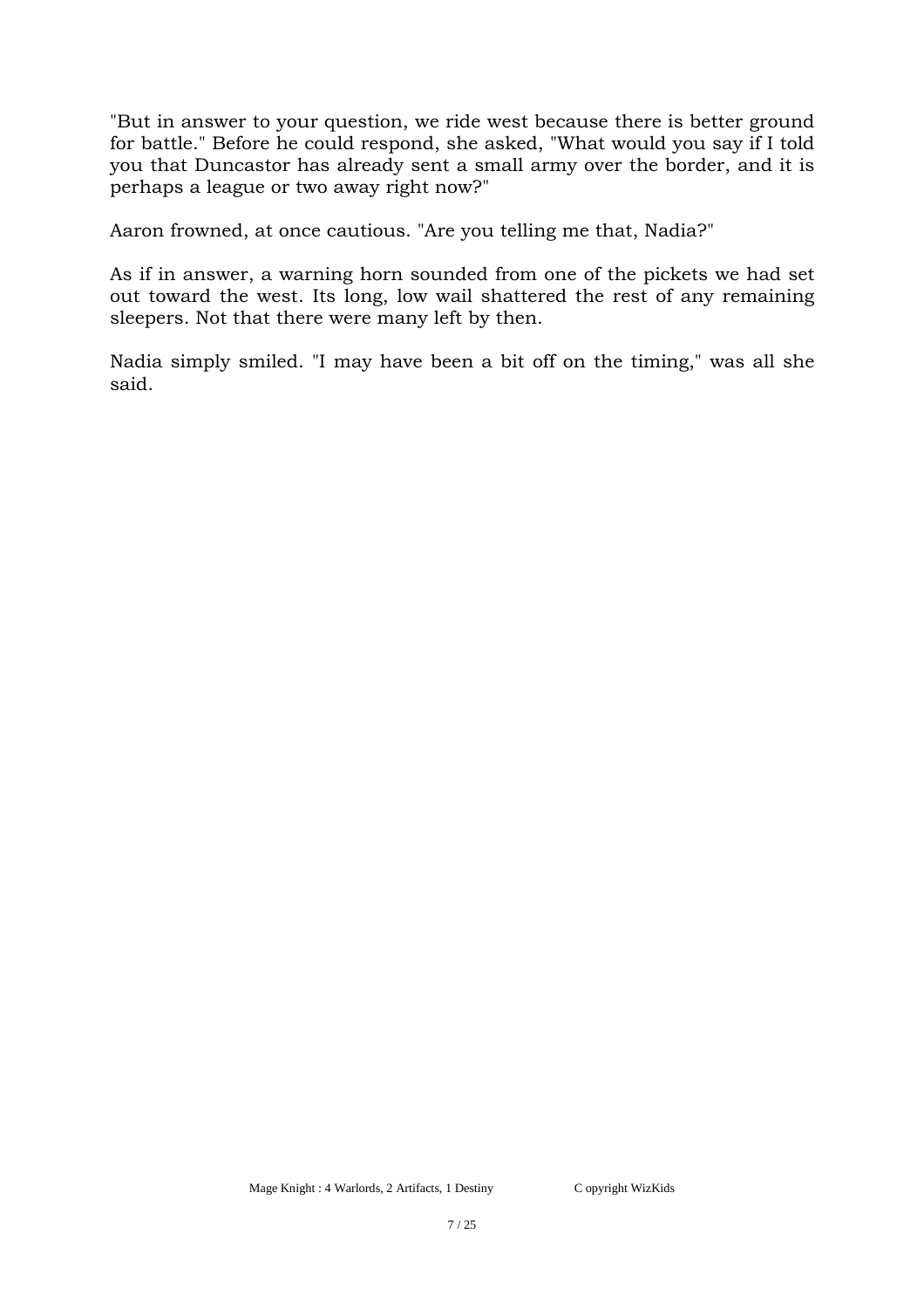"But in answer to your question, we ride west because there is better ground for battle." Before he could respond, she asked, "What would you say if I told you that Duncastor has already sent a small army over the border, and it is perhaps a league or two away right now?"

Aaron frowned, at once cautious. "Are you telling me that, Nadia?"

As if in answer, a warning horn sounded from one of the pickets we had set out toward the west. Its long, low wail shattered the rest of any remaining sleepers. Not that there were many left by then.

Nadia simply smiled. "I may have been a bit off on the timing," was all she said.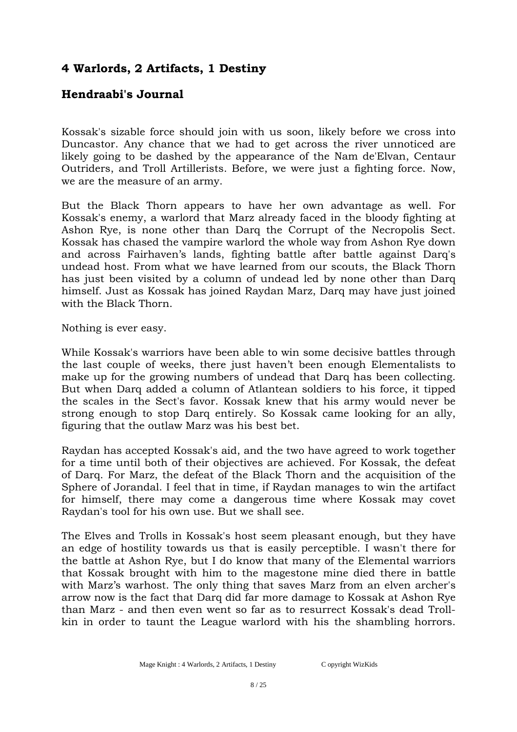## 4 Warlords, 2 Artifacts, 1 Destiny

## Hendraabi's Journal

Kossak's sizable force should join with us soon, likely before we cross into Duncastor. Any chance that we had to get across the river unnoticed are likely going to be dashed by the appearance of the Nam de'Elvan, Centaur Outriders, and Troll Artillerists. Before, we were just a fighting force. Now, we are the measure of an army.

But the Black Thorn appears to have her own advantage as well. For Kossak's enemy, a warlord that Marz already faced in the bloody fighting at Ashon Rye, is none other than Darq the Corrupt of the Necropolis Sect. Kossak has chased the vampire warlord the whole way from Ashon Rye down and across Fairhaven's lands, fighting battle after battle against Darq's undead host. From what we have learned from our scouts, the Black Thorn has just been visited by a column of undead led by none other than Darq himself. Just as Kossak has joined Raydan Marz, Darq may have just joined with the Black Thorn.

Nothing is ever easy.

While Kossak's warriors have been able to win some decisive battles through the last couple of weeks, there just haven't been enough Elementalists to make up for the growing numbers of undead that Darq has been collecting. But when Darq added a column of Atlantean soldiers to his force, it tipped the scales in the Sect's favor. Kossak knew that his army would never be strong enough to stop Darq entirely. So Kossak came looking for an ally, figuring that the outlaw Marz was his best bet.

Raydan has accepted Kossak's aid, and the two have agreed to work together for a time until both of their objectives are achieved. For Kossak, the defeat of Darq. For Marz, the defeat of the Black Thorn and the acquisition of the Sphere of Jorandal. I feel that in time, if Raydan manages to win the artifact for himself, there may come a dangerous time where Kossak may covet Raydan's tool for his own use. But we shall see.

The Elves and Trolls in Kossak's host seem pleasant enough, but they have an edge of hostility towards us that is easily perceptible. I wasn't there for the battle at Ashon Rye, but I do know that many of the Elemental warriors that Kossak brought with him to the magestone mine died there in battle with Marz's warhost. The only thing that saves Marz from an elven archer's arrow now is the fact that Darq did far more damage to Kossak at Ashon Rye than Marz - and then even went so far as to resurrect Kossak's dead Troll-kin in order to taunt the League warlord with his the shambling horrors.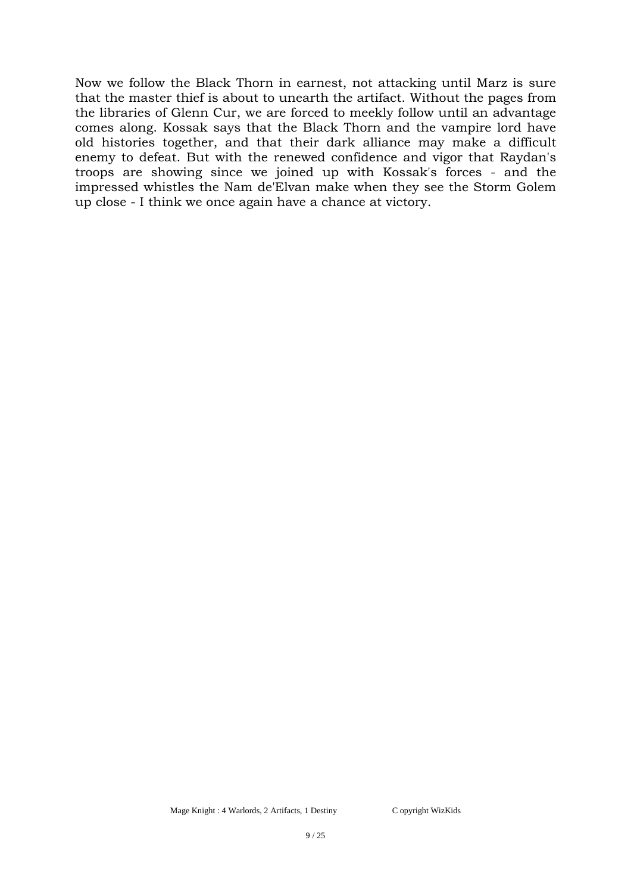Now we follow the Black Thorn in earnest, not attacking until Marz is sure that the master thief is about to unearth the artifact. Without the pages from the libraries of Glenn Cur, we are forced to meekly follow until an advantage comes along. Kossak says that the Black Thorn and the vampire lord have old histories together, and that their dark alliance may make a difficult enemy to defeat. But with the renewed confidence and vigor that Raydan's troops are showing since we joined up with Kossak's forces - and the impressed whistles the Nam de'Elvan make when they see the Storm Golem up close - I think we once again have a chance at victory.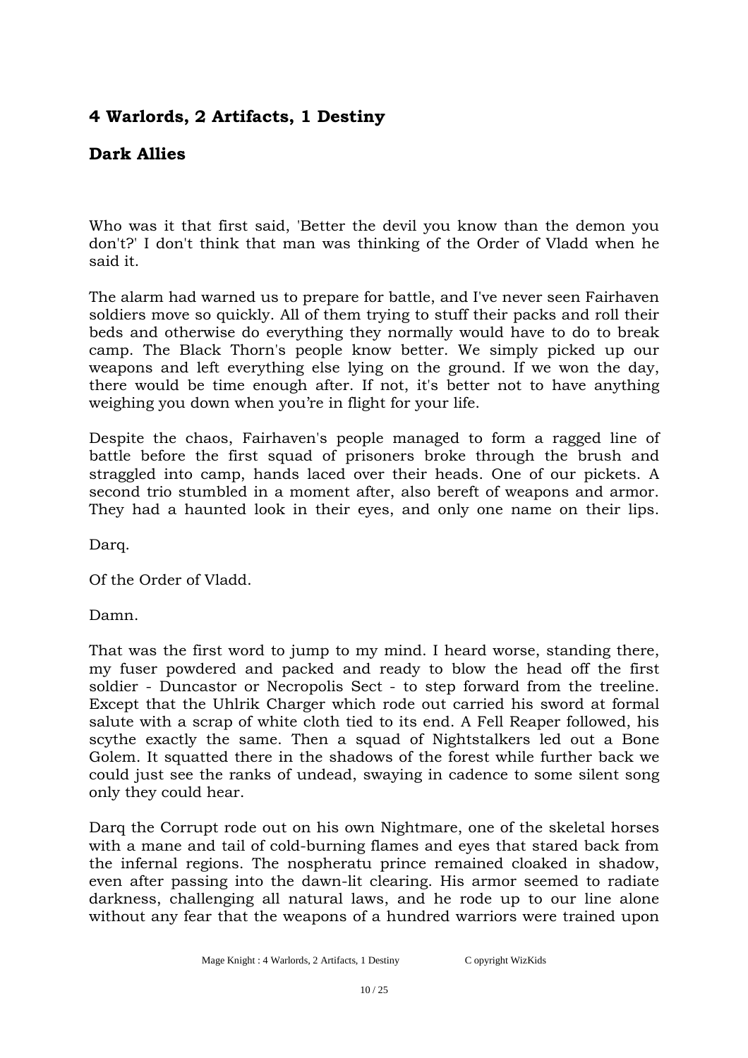## 4 Warlords, 2 Artifacts, 1 Destiny

## Dark Allies

Who was it that first said, 'Better the devil you know than the demon you don't?' I don't think that man was thinking of the Order of Vladd when he said it.

The alarm had warned us to prepare for battle, and I've never seen Fairhaven soldiers move so quickly. All of them trying to stuff their packs and roll their beds and otherwise do everything they normally would have to do to break camp. The Black Thorn's people know better. We simply picked up our weapons and left everything else lying on the ground. If we won the day, there would be time enough after. If not, it's better not to have anything weighing you down when you're in flight for your life.

Despite the chaos, Fairhaven's people managed to form a ragged line of battle before the first squad of prisoners broke through the brush and straggled into camp, hands laced over their heads. One of our pickets. A second trio stumbled in a moment after, also bereft of weapons and armor. They had a haunted look in their eyes, and only one name on their lips.

Darq.

Of the Order of Vladd.

Damn.

That was the first word to jump to my mind. I heard worse, standing there, my fuser powdered and packed and ready to blow the head off the first soldier - Duncastor or Necropolis Sect - to step forward from the treeline. Except that the Uhlrik Charger which rode out carried his sword at formal salute with a scrap of white cloth tied to its end. A Fell Reaper followed, his scythe exactly the same. Then a squad of Nightstalkers led out a Bone Golem. It squatted there in the shadows of the forest while further back we could just see the ranks of undead, swaying in cadence to some silent song only they could hear.

Darq the Corrupt rode out on his own Nightmare, one of the skeletal horses with a mane and tail of cold-burning flames and eyes that stared back from the infernal regions. The nospheratu prince remained cloaked in shadow, even after passing into the dawn-lit clearing. His armor seemed to radiate darkness, challenging all natural laws, and he rode up to our line alone without any fear that the weapons of a hundred warriors were trained upon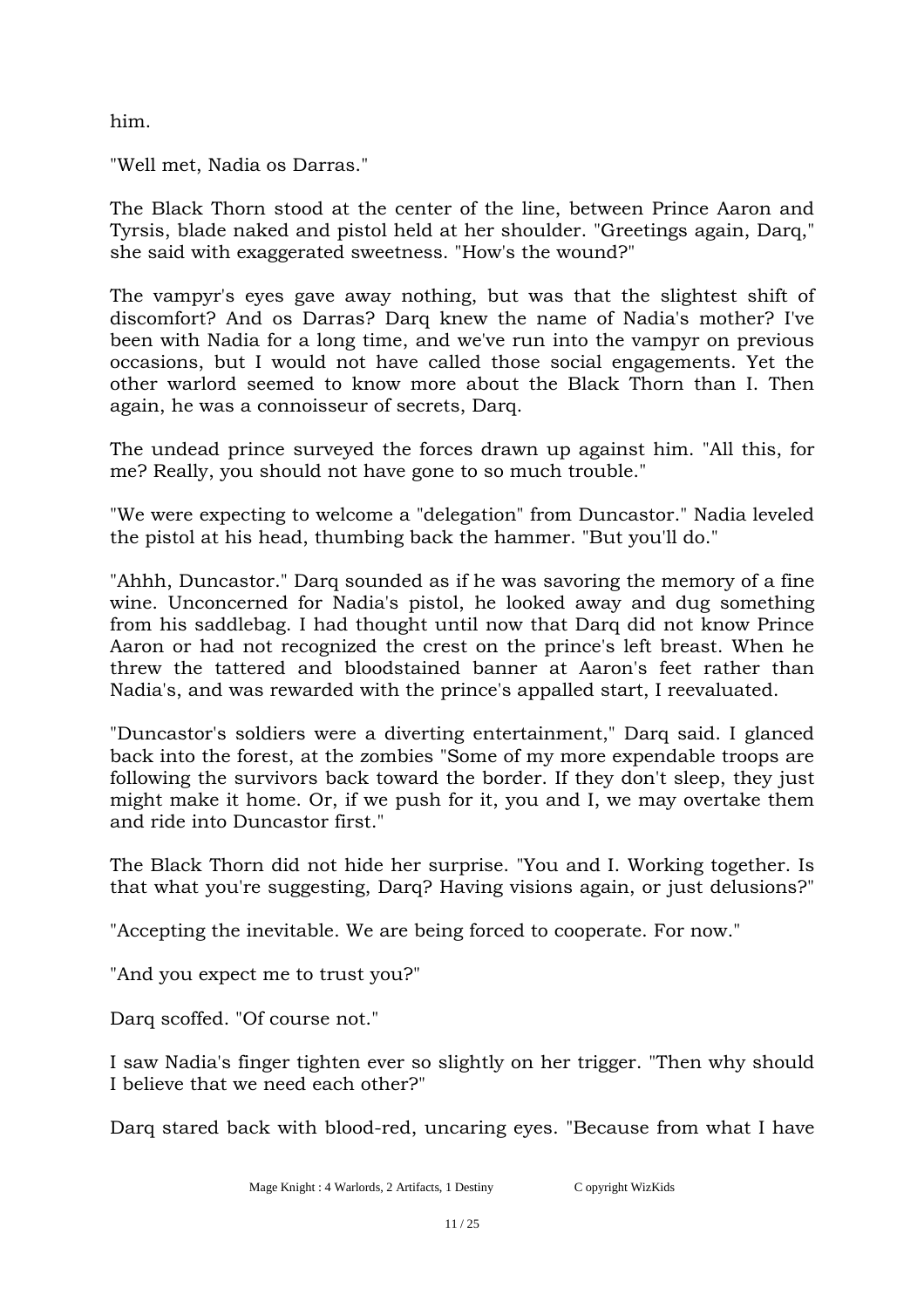him.

"Well met, Nadia os Darras."

The Black Thorn stood at the center of the line, between Prince Aaron and Tyrsis, blade naked and pistol held at her shoulder. "Greetings again, Darq," she said with exaggerated sweetness. "How's the wound?"

The vampyr's eyes gave away nothing, but was that the slightest shift of discomfort? And os Darras? Darq knew the name of Nadia's mother? I've been with Nadia for a long time, and we've run into the vampyr on previous occasions, but I would not have called those social engagements. Yet the other warlord seemed to know more about the Black Thorn than I. Then again, he was a connoisseur of secrets, Darq.

The undead prince surveyed the forces drawn up against him. "All this, for me? Really, you should not have gone to so much trouble."

"We were expecting to welcome a "delegation" from Duncastor." Nadia leveled the pistol at his head, thumbing back the hammer. "But you'll do."

"Ahhh, Duncastor." Darq sounded as if he was savoring the memory of a fine wine. Unconcerned for Nadia's pistol, he looked away and dug something from his saddlebag. I had thought until now that Darq did not know Prince Aaron or had not recognized the crest on the prince's left breast. When he threw the tattered and bloodstained banner at Aaron's feet rather than Nadia's, and was rewarded with the prince's appalled start, I reevaluated.

"Duncastor's soldiers were a diverting entertainment," Darq said. I glanced back into the forest, at the zombies "Some of my more expendable troops are following the survivors back toward the border. If they don't sleep, they just might make it home. Or, if we push for it, you and I, we may overtake them and ride into Duncastor first."

The Black Thorn did not hide her surprise. "You and I. Working together. Is that what you're suggesting, Darq? Having visions again, or just delusions?"

"Accepting the inevitable. We are being forced to cooperate. For now."

"And you expect me to trust you?"

Darq scoffed. "Of course not."

I saw Nadia's finger tighten ever so slightly on her trigger. "Then why should I believe that we need each other?"

Darq stared back with blood-red, uncaring eyes. "Because from what I have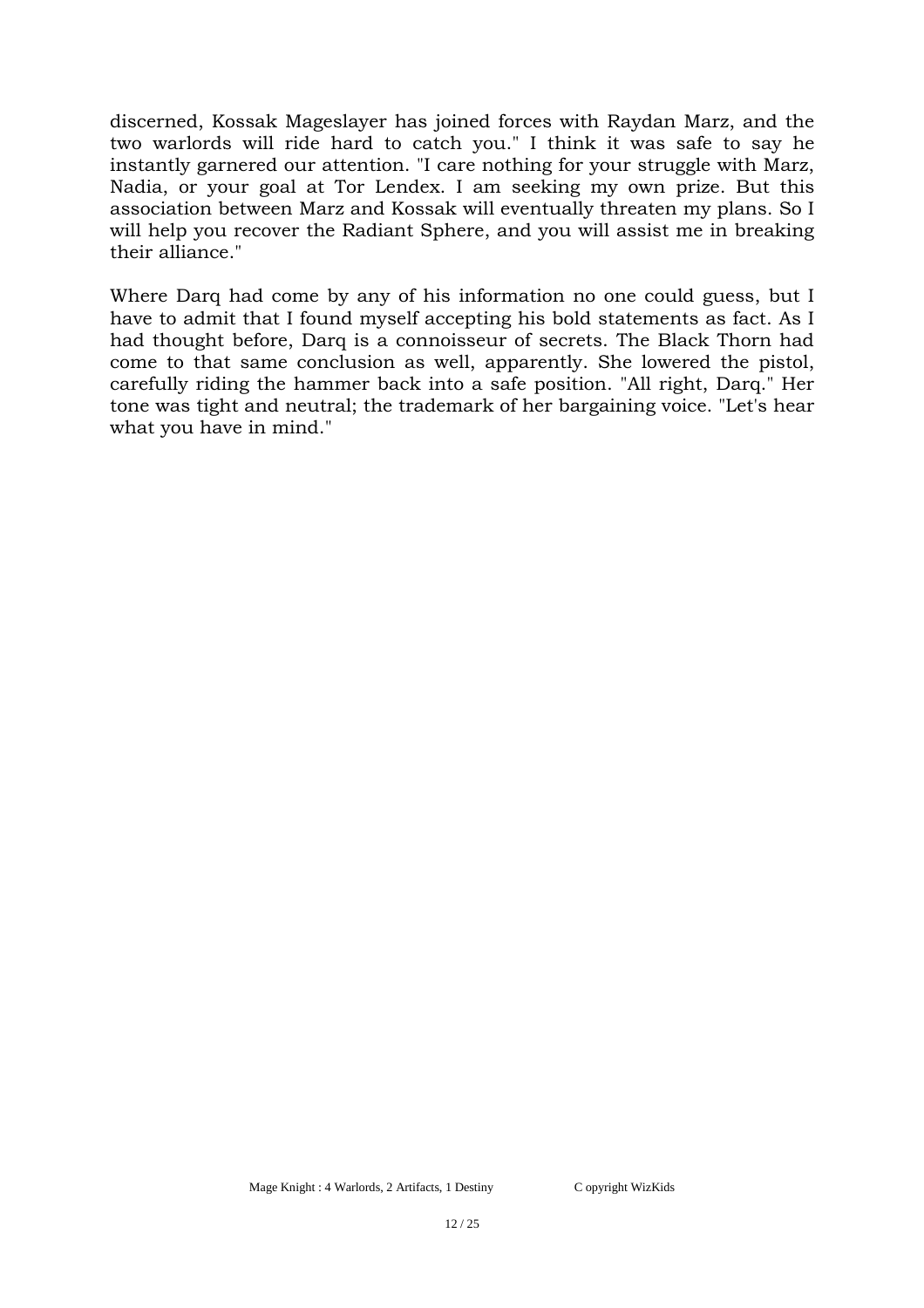discerned, Kossak Mageslayer has joined forces with Raydan Marz, and the two warlords will ride hard to catch you." I think it was safe to say he instantly garnered our attention. "I care nothing for your struggle with Marz, Nadia, or your goal at Tor Lendex. I am seeking my own prize. But this association between Marz and Kossak will eventually threaten my plans. So I will help you recover the Radiant Sphere, and you will assist me in breaking their alliance."

Where Darq had come by any of his information no one could guess, but I have to admit that I found myself accepting his bold statements as fact. As I had thought before, Darq is a connoisseur of secrets. The Black Thorn had come to that same conclusion as well, apparently. She lowered the pistol, carefully riding the hammer back into a safe position. "All right, Darq." Her tone was tight and neutral; the trademark of her bargaining voice. "Let's hear what you have in mind."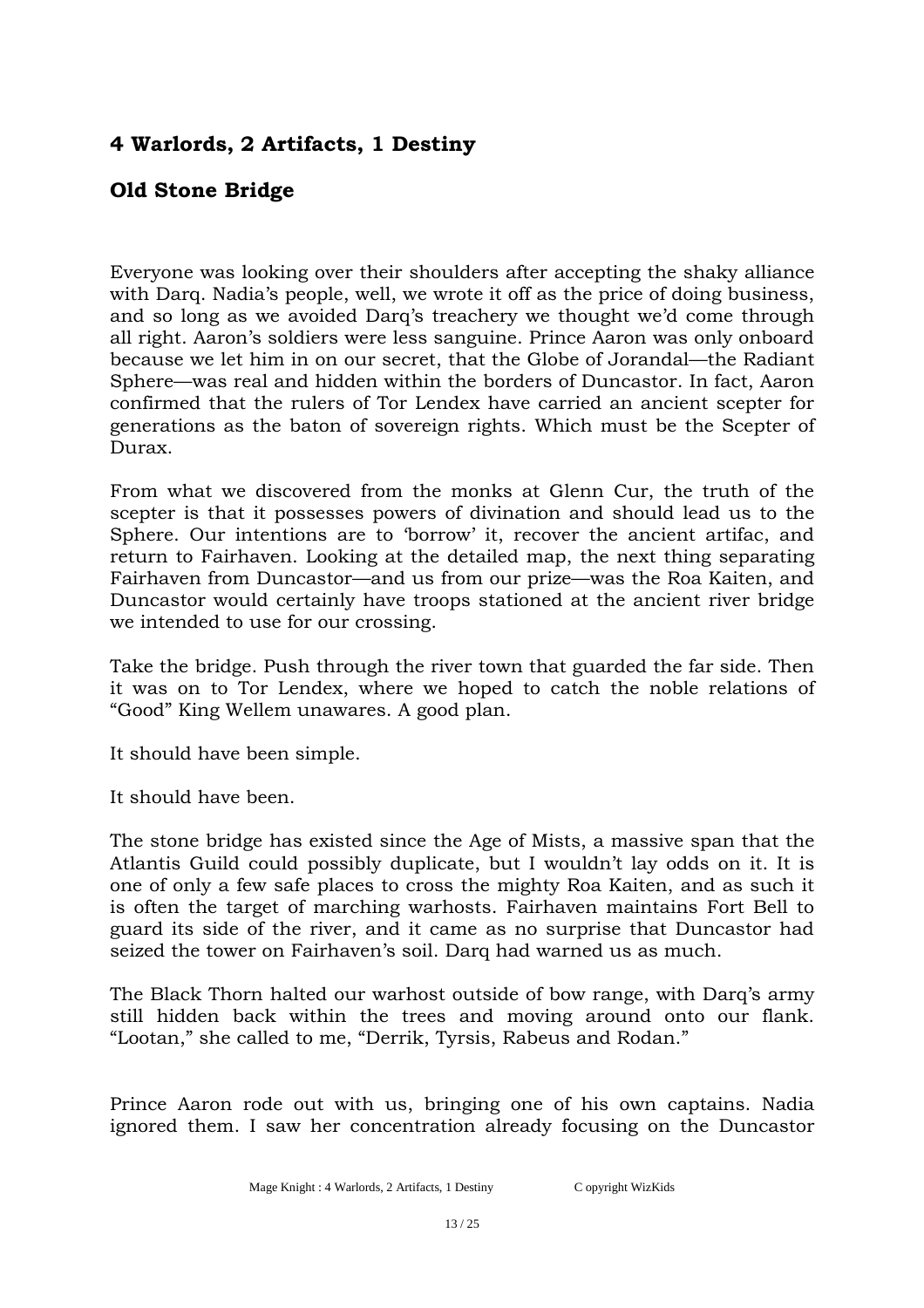## 4 Warlords, 2 Artifacts, 1 Destiny

## Old Stone Bridge

Everyone was looking over their shoulders after accepting the shaky alliance with Darq. Nadia's people, well, we wrote it off as the price of doing business, and so long as we avoided Darq's treachery we thought we'd come through all right. Aaron's soldiers were less sanguine. Prince Aaron was only onboard because we let him in on our secret, that the Globe of Jorandal—the Radiant Sphere—was real and hidden within the borders of Duncastor. In fact, Aaron confirmed that the rulers of Tor Lendex have carried an ancient scepter for generations as the baton of sovereign rights. Which must be the Scepter of Durax.

From what we discovered from the monks at Glenn Cur, the truth of the scepter is that it possesses powers of divination and should lead us to the Sphere. Our intentions are to 'borrow' it, recover the ancient artifac, and return to Fairhaven. Looking at the detailed map, the next thing separating Fairhaven from Duncastor—and us from our prize—was the Roa Kaiten, and Duncastor would certainly have troops stationed at the ancient river bridge we intended to use for our crossing.

Take the bridge. Push through the river town that guarded the far side. Then it was on to Tor Lendex, where we hoped to catch the noble relations of "Good" King Wellem unawares. A good plan.

It should have been simple.

It should have been.

The stone bridge has existed since the Age of Mists, a massive span that the Atlantis Guild could possibly duplicate, but I wouldn't lay odds on it. It is one of only a few safe places to cross the mighty Roa Kaiten, and as such it is often the target of marching warhosts. Fairhaven maintains Fort Bell to guard its side of the river, and it came as no surprise that Duncastor had seized the tower on Fairhaven's soil. Darq had warned us as much.

The Black Thorn halted our warhost outside of bow range, with Darq's army still hidden back within the trees and moving around onto our flank. "Lootan," she called to me, "Derrik, Tyrsis, Rabeus and Rodan."

Prince Aaron rode out with us, bringing one of his own captains. Nadia ignored them. I saw her concentration already focusing on the Duncastor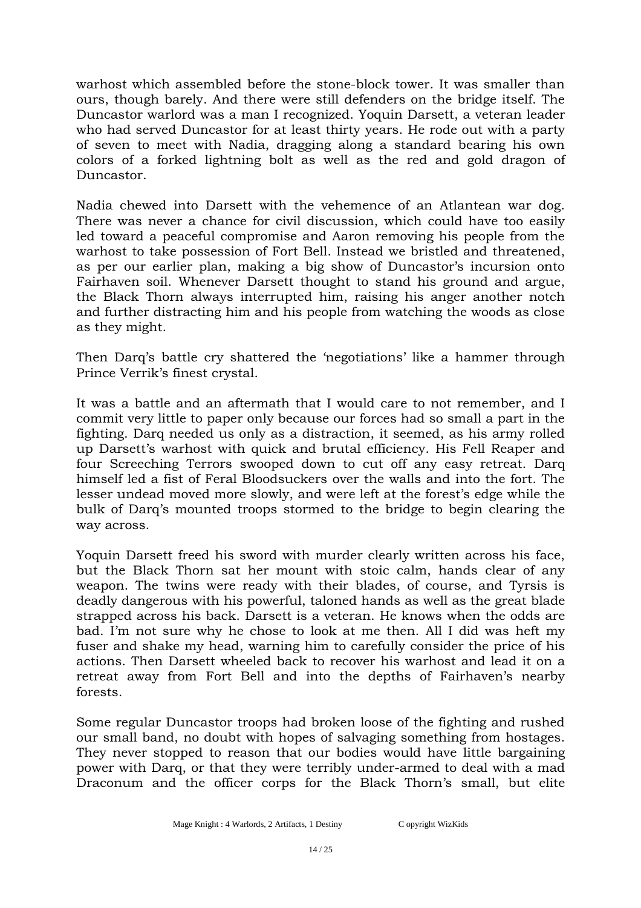warhost which assembled before the stone-block tower. It was smaller than ours, though barely. And there were still defenders on the bridge itself. The Duncastor warlord was a man I recognized. Yoquin Darsett, a veteran leader who had served Duncastor for at least thirty years. He rode out with a party of seven to meet with Nadia, dragging along a standard bearing his own colors of a forked lightning bolt as well as the red and gold dragon of Duncastor.

Nadia chewed into Darsett with the vehemence of an Atlantean war dog. There was never a chance for civil discussion, which could have too easily led toward a peaceful compromise and Aaron removing his people from the warhost to take possession of Fort Bell. Instead we bristled and threatened, as per our earlier plan, making a big show of Duncastor's incursion onto Fairhaven soil. Whenever Darsett thought to stand his ground and argue, the Black Thorn always interrupted him, raising his anger another notch and further distracting him and his people from watching the woods as close as they might.

Then Darq's battle cry shattered the 'negotiations' like a hammer through Prince Verrik's finest crystal.

It was a battle and an aftermath that I would care to not remember, and I commit very little to paper only because our forces had so small a part in the fighting. Darq needed us only as a distraction, it seemed, as his army rolled up Darsett's warhost with quick and brutal efficiency. His Fell Reaper and four Screeching Terrors swooped down to cut off any easy retreat. Darq himself led a fist of Feral Bloodsuckers over the walls and into the fort. The lesser undead moved more slowly, and were left at the forest's edge while the bulk of Darq's mounted troops stormed to the bridge to begin clearing the way across.

Yoquin Darsett freed his sword with murder clearly written across his face, but the Black Thorn sat her mount with stoic calm, hands clear of any weapon. The twins were ready with their blades, of course, and Tyrsis is deadly dangerous with his powerful, taloned hands as well as the great blade strapped across his back. Darsett is a veteran. He knows when the odds are bad. I'm not sure why he chose to look at me then. All I did was heft my fuser and shake my head, warning him to carefully consider the price of his actions. Then Darsett wheeled back to recover his warhost and lead it on a retreat away from Fort Bell and into the depths of Fairhaven's nearby forests.

Some regular Duncastor troops had broken loose of the fighting and rushed our small band, no doubt with hopes of salvaging something from hostages. They never stopped to reason that our bodies would have little bargaining power with Darq, or that they were terribly under-armed to deal with a mad Draconum and the officer corps for the Black Thorn's small, but elite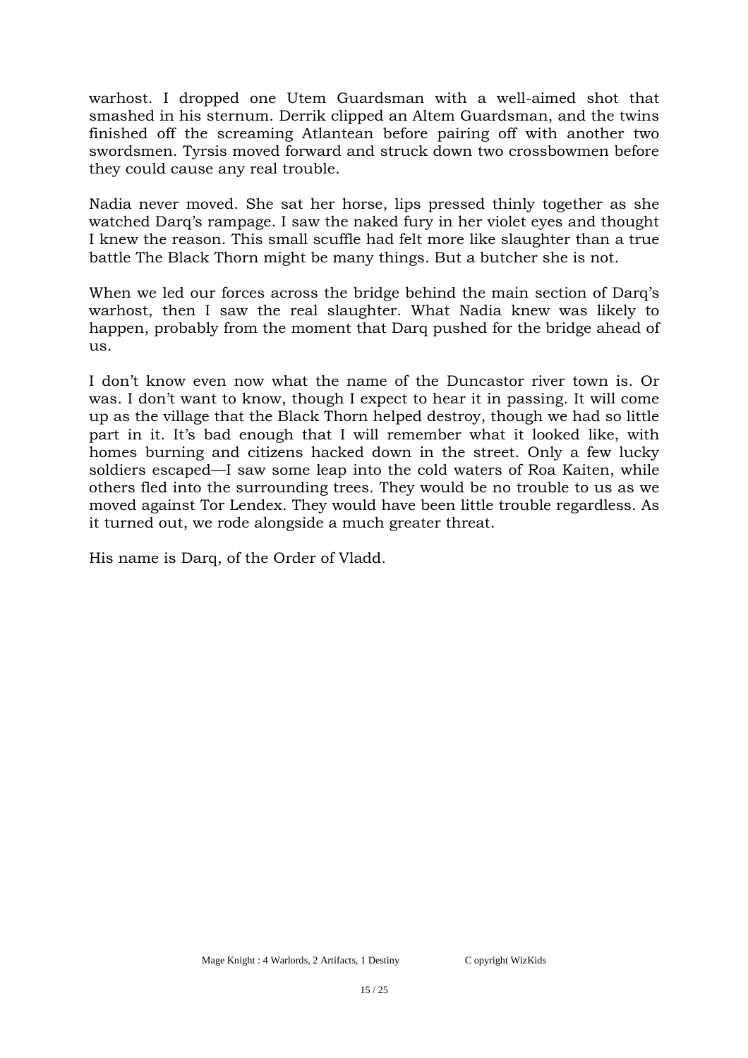warhost. I dropped one Utem Guardsman with a well-aimed shot that smashed in his sternum. Derrik clipped an Altem Guardsman, and the twins finished off the screaming Atlantean before pairing off with another two swordsmen. Tyrsis moved forward and struck down two crossbowmen before they could cause any real trouble.

Nadia never moved. She sat her horse, lips pressed thinly together as she watched Darq's rampage. I saw the naked fury in her violet eyes and thought I knew the reason. This small scuffle had felt more like slaughter than a true battle The Black Thorn might be many things. But a butcher she is not.

When we led our forces across the bridge behind the main section of Darq's warhost, then I saw the real slaughter. What Nadia knew was likely to happen, probably from the moment that Darq pushed for the bridge ahead of us.

I don't know even now what the name of the Duncastor river town is. Or was. I don't want to know, though I expect to hear it in passing. It will come up as the village that the Black Thorn helped destroy, though we had so little part in it. It's bad enough that I will remember what it looked like, with homes burning and citizens hacked down in the street. Only a few lucky soldiers escaped—I saw some leap into the cold waters of Roa Kaiten, while others fled into the surrounding trees. They would be no trouble to us as we moved against Tor Lendex. They would have been little trouble regardless. As it turned out, we rode alongside a much greater threat.

His name is Darq, of the Order of Vladd.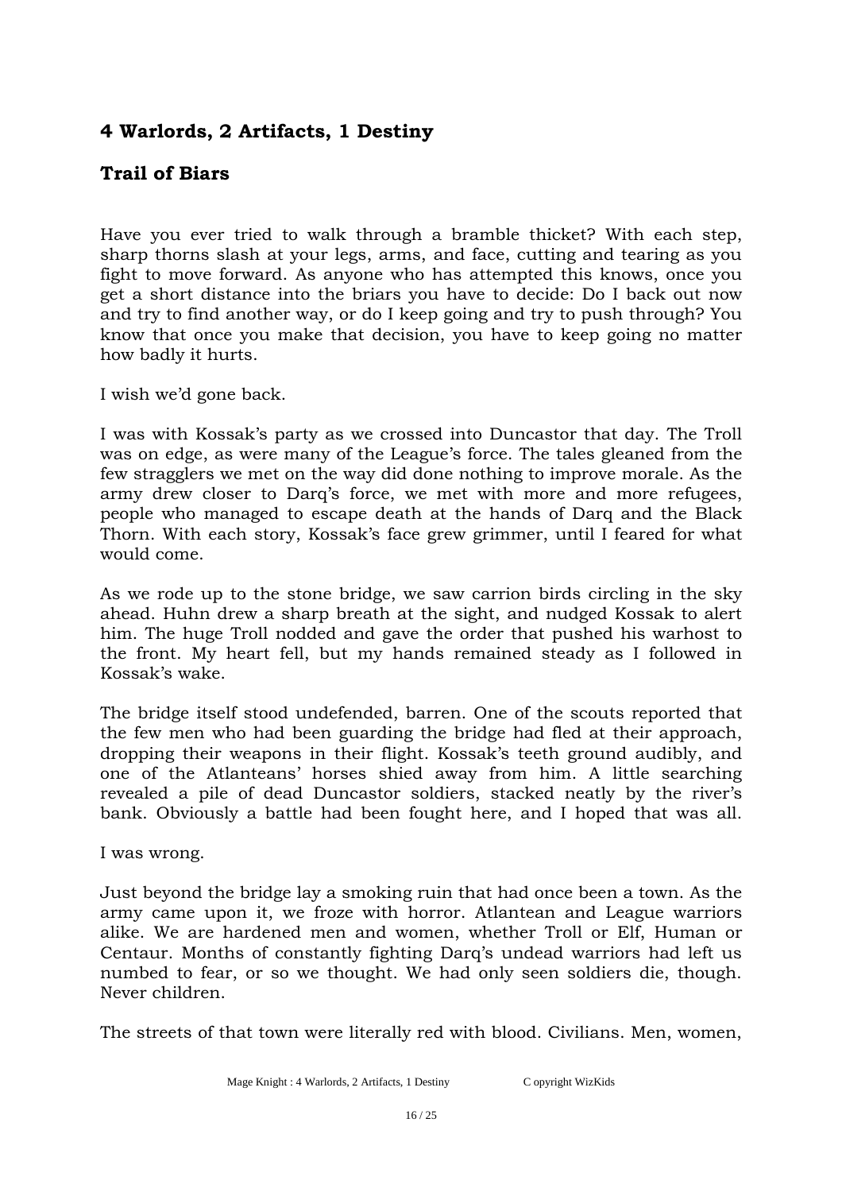## 4 Warlords, 2 Artifacts, 1 Destiny

## Trail of Biars

Have you ever tried to walk through a bramble thicket? With each step, sharp thorns slash at your legs, arms, and face, cutting and tearing as you fight to move forward. As anyone who has attempted this knows, once you get a short distance into the briars you have to decide: Do I back out now and try to find another way, or do I keep going and try to push through? You know that once you make that decision, you have to keep going no matter how badly it hurts.

I wish we'd gone back.

I was with Kossak's party as we crossed into Duncastor that day. The Troll was on edge, as were many of the League's force. The tales gleaned from the few stragglers we met on the way did done nothing to improve morale. As the army drew closer to Darq's force, we met with more and more refugees, people who managed to escape death at the hands of Darq and the Black Thorn. With each story, Kossak's face grew grimmer, until I feared for what would come.

As we rode up to the stone bridge, we saw carrion birds circling in the sky ahead. Huhn drew a sharp breath at the sight, and nudged Kossak to alert him. The huge Troll nodded and gave the order that pushed his warhost to the front. My heart fell, but my hands remained steady as I followed in Kossak's wake.

The bridge itself stood undefended, barren. One of the scouts reported that the few men who had been guarding the bridge had fled at their approach, dropping their weapons in their flight. Kossak's teeth ground audibly, and one of the Atlanteans' horses shied away from him. A little searching revealed a pile of dead Duncastor soldiers, stacked neatly by the river's bank. Obviously a battle had been fought here, and I hoped that was all.

I was wrong.

Just beyond the bridge lay a smoking ruin that had once been a town. As the army came upon it, we froze with horror. Atlantean and League warriors alike. We are hardened men and women, whether Troll or Elf, Human or Centaur. Months of constantly fighting Darq's undead warriors had left us numbed to fear, or so we thought. We had only seen soldiers die, though. Never children.

The streets of that town were literally red with blood. Civilians. Men, women,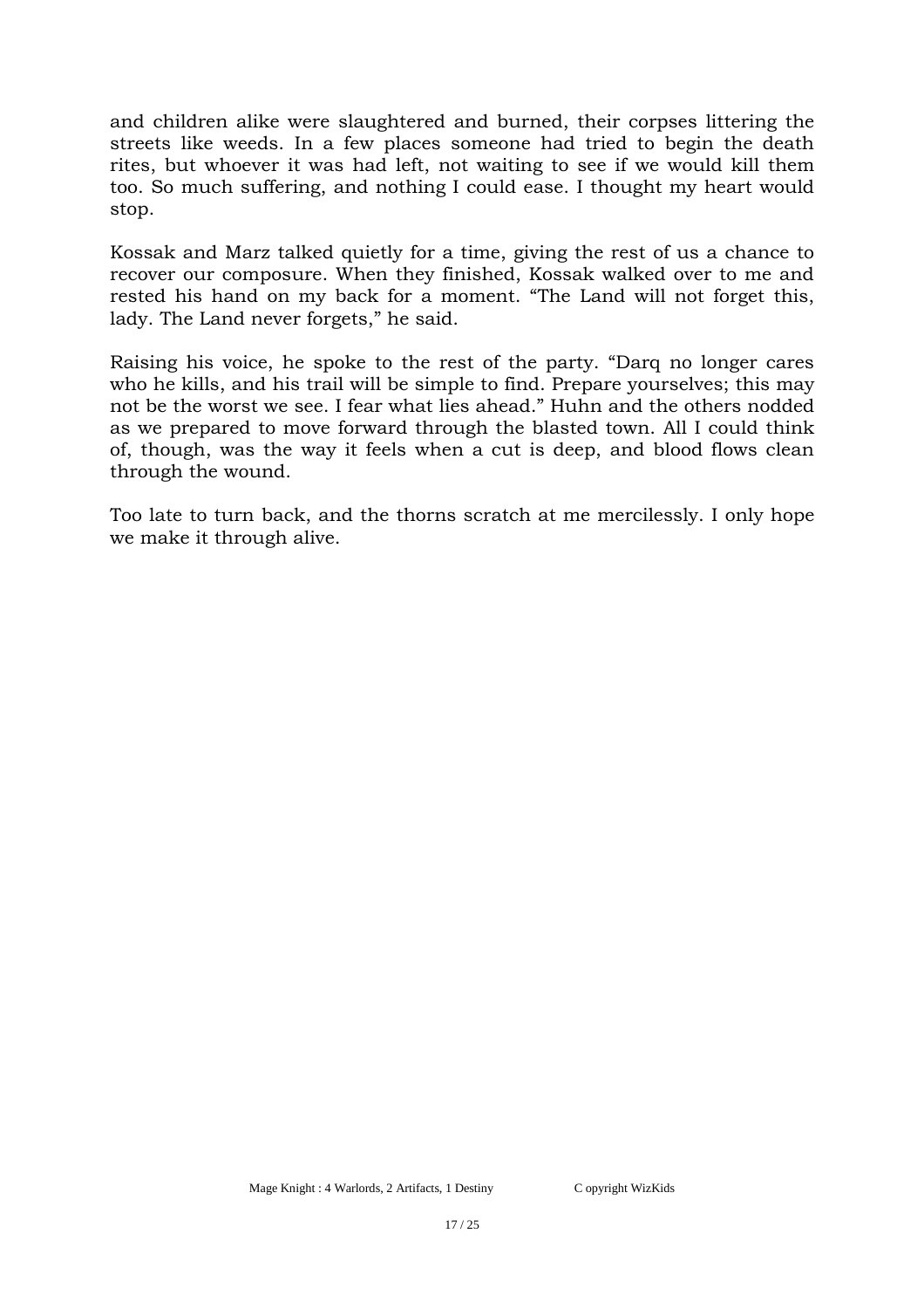and children alike were slaughtered and burned, their corpses littering the streets like weeds. In a few places someone had tried to begin the death rites, but whoever it was had left, not waiting to see if we would kill them too. So much suffering, and nothing I could ease. I thought my heart would stop.

Kossak and Marz talked quietly for a time, giving the rest of us a chance to recover our composure. When they finished, Kossak walked over to me and rested his hand on my back for a moment. “The Land will not forget this, lady. The Land never forgets,” he said.

Raising his voice, he spoke to the rest of the party. “Darq no longer cares who he kills, and his trail will be simple to find. Prepare yourselves; this may not be the worst we see. I fear what lies ahead.” Huhn and the others nodded as we prepared to move forward through the blasted town. All I could think of, though, was the way it feels when a cut is deep, and blood flows clean through the wound.

Too late to turn back, and the thorns scratch at me mercilessly. I only hope we make it through alive.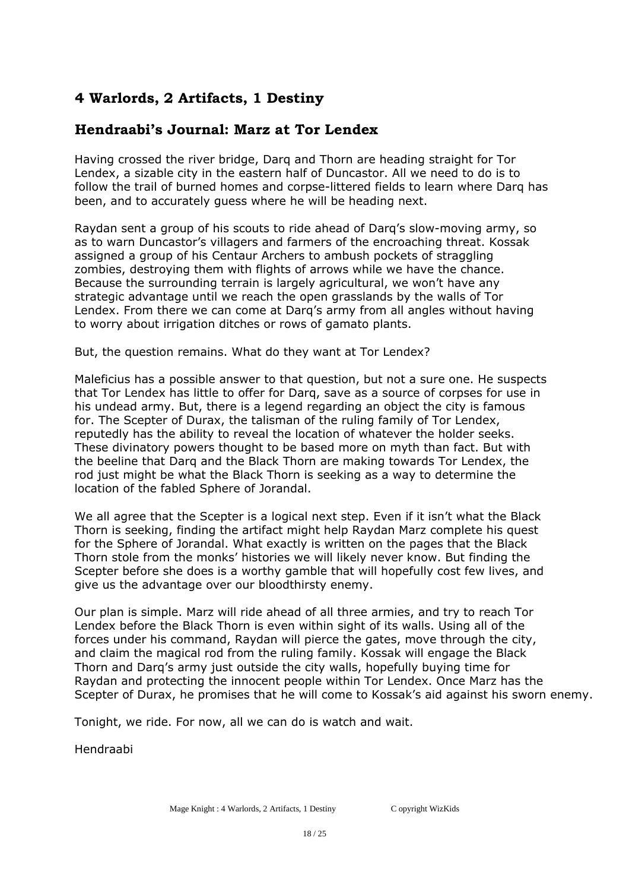## 4 Warlords, 2 Artifacts, 1 Destiny

## Hendraabi's Journal: Marz at Tor Lendex

Having crossed the river bridge, Darq and Thorn are heading straight for Tor Lendex, a sizable city in the eastern half of Duncastor. All we need to do is to follow the trail of burned homes and corpse-littered fields to learn where Darq has been, and to accurately guess where he will be heading next.

Raydan sent a group of his scouts to ride ahead of Darq's slow-moving army, so as to warn Duncastor's villagers and farmers of the encroaching threat. Kossak assigned a group of his Centaur Archers to ambush pockets of straggling zombies, destroying them with flights of arrows while we have the chance. Because the surrounding terrain is largely agricultural, we won't have any strategic advantage until we reach the open grasslands by the walls of Tor Lendex. From there we can come at Darq's army from all angles without having to worry about irrigation ditches or rows of gamato plants.

But, the question remains. What do they want at Tor Lendex?

Maleficius has a possible answer to that question, but not a sure one. He suspects that Tor Lendex has little to offer for Darq, save as a source of corpses for use in his undead army. But, there is a legend regarding an object the city is famous for. The Scepter of Durax, the talisman of the ruling family of Tor Lendex, reputedly has the ability to reveal the location of whatever the holder seeks. These divinatory powers thought to be based more on myth than fact. But with the beeline that Darq and the Black Thorn are making towards Tor Lendex, the rod just might be what the Black Thorn is seeking as a way to determine the location of the fabled Sphere of Jorandal.

We all agree that the Scepter is a logical next step. Even if it isn't what the Black Thorn is seeking, finding the artifact might help Raydan Marz complete his quest for the Sphere of Jorandal. What exactly is written on the pages that the Black Thorn stole from the monks' histories we will likely never know. But finding the Scepter before she does is a worthy gamble that will hopefully cost few lives, and give us the advantage over our bloodthirsty enemy.

Our plan is simple. Marz will ride ahead of all three armies, and try to reach Tor Lendex before the Black Thorn is even within sight of its walls. Using all of the forces under his command, Raydan will pierce the gates, move through the city, and claim the magical rod from the ruling family. Kossak will engage the Black Thorn and Darq's army just outside the city walls, hopefully buying time for Raydan and protecting the innocent people within Tor Lendex. Once Marz has the Scepter of Durax, he promises that he will come to Kossak's aid against his sworn enemy.

Tonight, we ride. For now, all we can do is watch and wait.

Hendraabi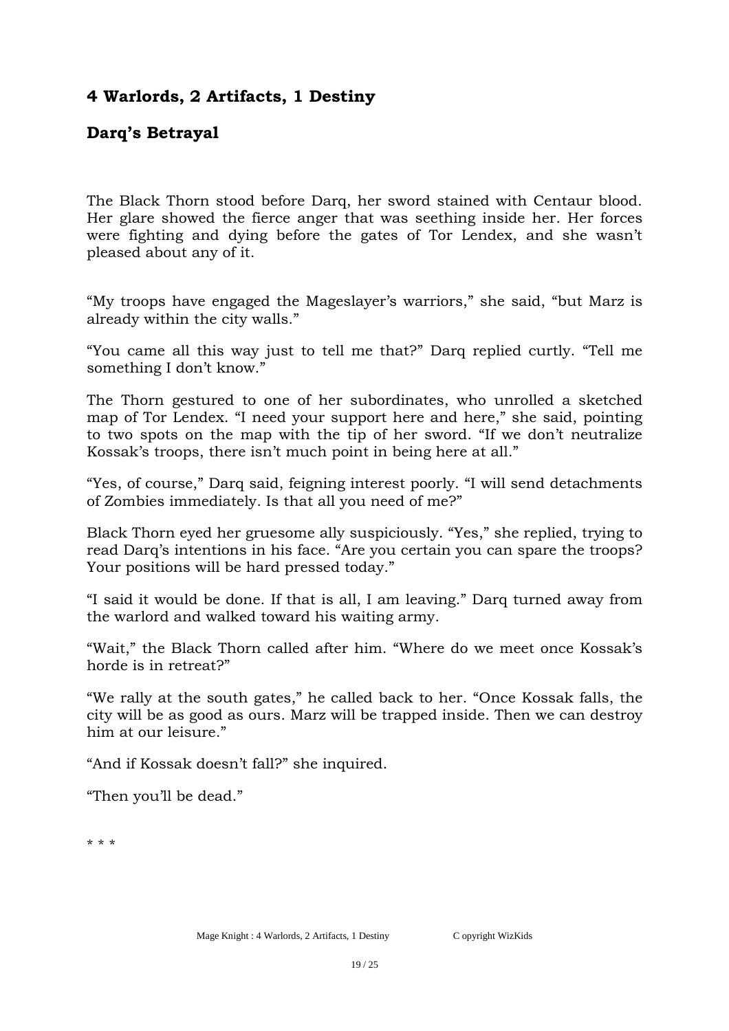## 4 Warlords, 2 Artifacts, 1 Destiny

## Darq's Betrayal

The Black Thorn stood before Darq, her sword stained with Centaur blood. Her glare showed the fierce anger that was seething inside her. Her forces were fighting and dying before the gates of Tor Lendex, and she wasn't pleased about any of it.

"My troops have engaged the Mageslayer's warriors," she said, "but Marz is already within the city walls."

"You came all this way just to tell me that?" Darq replied curtly. "Tell me something I don't know."

The Thorn gestured to one of her subordinates, who unrolled a sketched map of Tor Lendex. "I need your support here and here," she said, pointing to two spots on the map with the tip of her sword. "If we don't neutralize Kossak's troops, there isn't much point in being here at all."

"Yes, of course," Darq said, feigning interest poorly. "I will send detachments of Zombies immediately. Is that all you need of me?"

Black Thorn eyed her gruesome ally suspiciously. "Yes," she replied, trying to read Darq's intentions in his face. "Are you certain you can spare the troops? Your positions will be hard pressed today."

"I said it would be done. If that is all, I am leaving." Darq turned away from the warlord and walked toward his waiting army.

"Wait," the Black Thorn called after him. "Where do we meet once Kossak's horde is in retreat?"

"We rally at the south gates," he called back to her. "Once Kossak falls, the city will be as good as ours. Marz will be trapped inside. Then we can destroy him at our leisure."

"And if Kossak doesn't fall?" she inquired.

"Then you'll be dead."

* * *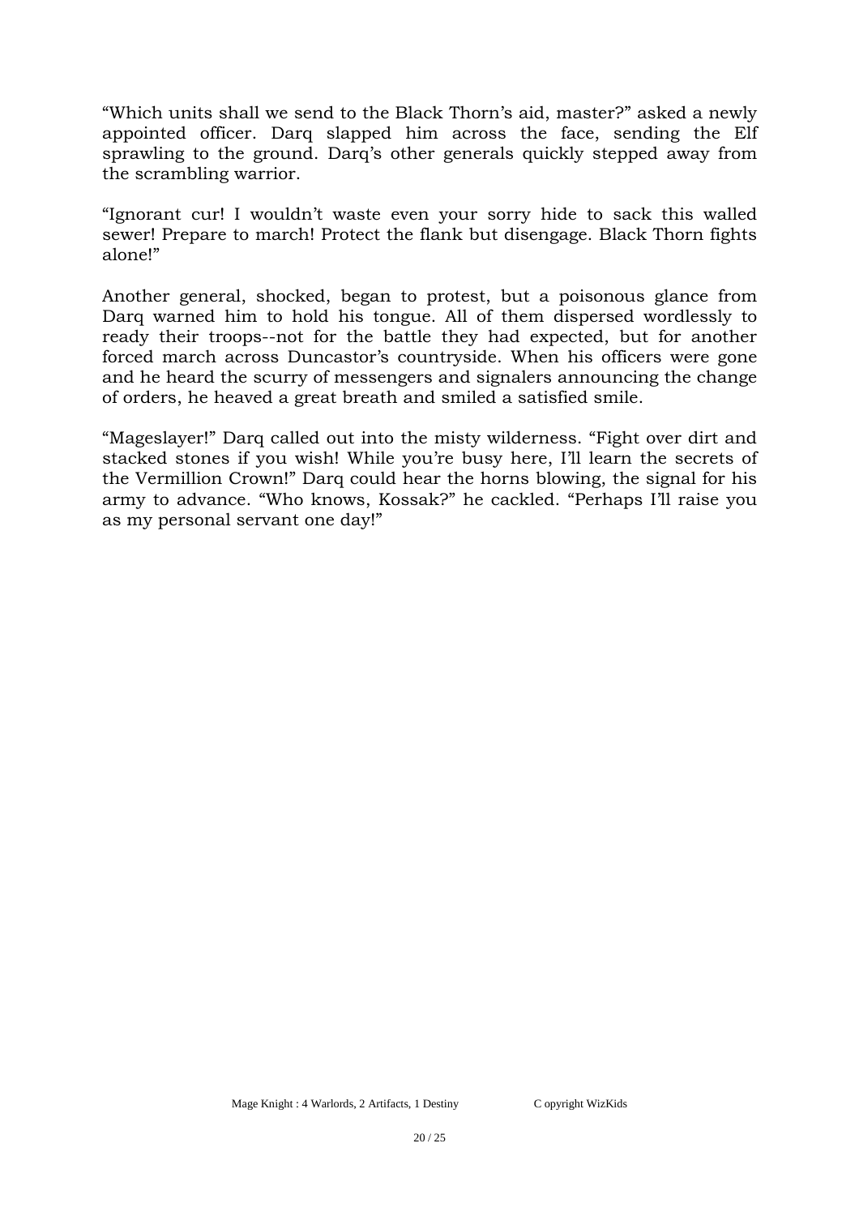“Which units shall we send to the Black Thorn’s aid, master?” asked a newly appointed officer. Darq slapped him across the face, sending the Elf sprawling to the ground. Darq’s other generals quickly stepped away from the scrambling warrior.

“Ignorant cur! I wouldn’t waste even your sorry hide to sack this walled sewer! Prepare to march! Protect the flank but disengage. Black Thorn fights alone!”

Another general, shocked, began to protest, but a poisonous glance from Darq warned him to hold his tongue. All of them dispersed wordlessly to ready their troops--not for the battle they had expected, but for another forced march across Duncastor’s countryside. When his officers were gone and he heard the scurry of messengers and signalers announcing the change of orders, he heaved a great breath and smiled a satisfied smile.

“Mageslayer!” Darq called out into the misty wilderness. “Fight over dirt and stacked stones if you wish! While you’re busy here, I’ll learn the secrets of the Vermillion Crown!” Darq could hear the horns blowing, the signal for his army to advance. “Who knows, Kossak?” he cackled. “Perhaps I’ll raise you as my personal servant one day!”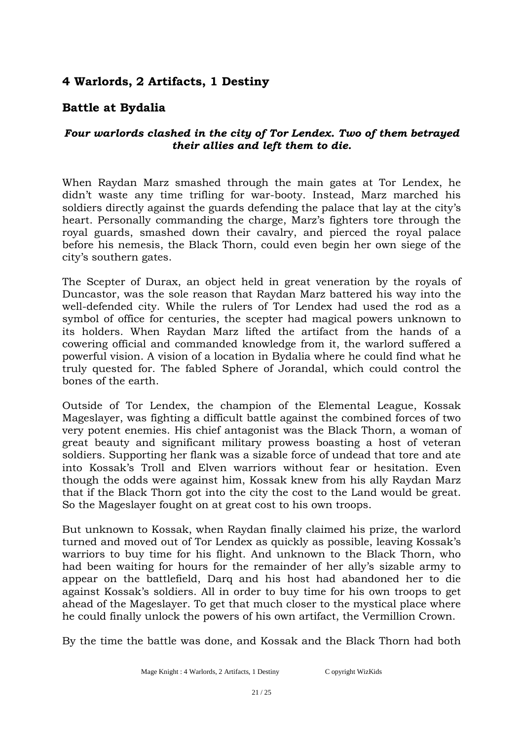## 4 Warlords, 2 Artifacts, 1 Destiny

## Battle at Bydalia

***Four warlords clashed in the city of Tor Lendex. Two of them betrayed their allies and left them to die.***

When Raydan Marz smashed through the main gates at Tor Lendex, he didn't waste any time trifling for war-booty. Instead, Marz marched his soldiers directly against the guards defending the palace that lay at the city's heart. Personally commanding the charge, Marz's fighters tore through the royal guards, smashed down their cavalry, and pierced the royal palace before his nemesis, the Black Thorn, could even begin her own siege of the city's southern gates.

The Scepter of Durax, an object held in great veneration by the royals of Duncastor, was the sole reason that Raydan Marz battered his way into the well-defended city. While the rulers of Tor Lendex had used the rod as a symbol of office for centuries, the scepter had magical powers unknown to its holders. When Raydan Marz lifted the artifact from the hands of a cowering official and commanded knowledge from it, the warlord suffered a powerful vision. A vision of a location in Bydalia where he could find what he truly quested for. The fabled Sphere of Jorandal, which could control the bones of the earth.

Outside of Tor Lendex, the champion of the Elemental League, Kossak Mageslayer, was fighting a difficult battle against the combined forces of two very potent enemies. His chief antagonist was the Black Thorn, a woman of great beauty and significant military prowess boasting a host of veteran soldiers. Supporting her flank was a sizable force of undead that tore and ate into Kossak's Troll and Elven warriors without fear or hesitation. Even though the odds were against him, Kossak knew from his ally Raydan Marz that if the Black Thorn got into the city the cost to the Land would be great. So the Mageslayer fought on at great cost to his own troops.

But unknown to Kossak, when Raydan finally claimed his prize, the warlord turned and moved out of Tor Lendex as quickly as possible, leaving Kossak's warriors to buy time for his flight. And unknown to the Black Thorn, who had been waiting for hours for the remainder of her ally's sizable army to appear on the battlefield, Darq and his host had abandoned her to die against Kossak's soldiers. All in order to buy time for his own troops to get ahead of the Mageslayer. To get that much closer to the mystical place where he could finally unlock the powers of his own artifact, the Vermillion Crown.

By the time the battle was done, and Kossak and the Black Thorn had both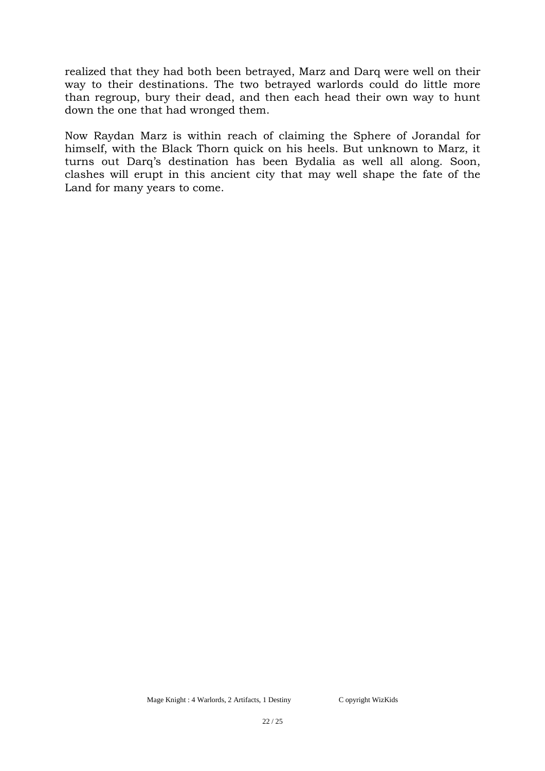realized that they had both been betrayed, Marz and Darq were well on their way to their destinations. The two betrayed warlords could do little more than regroup, bury their dead, and then each head their own way to hunt down the one that had wronged them.

Now Raydan Marz is within reach of claiming the Sphere of Jorandal for himself, with the Black Thorn quick on his heels. But unknown to Marz, it turns out Darq's destination has been Bydalia as well all along. Soon, clashes will erupt in this ancient city that may well shape the fate of the Land for many years to come.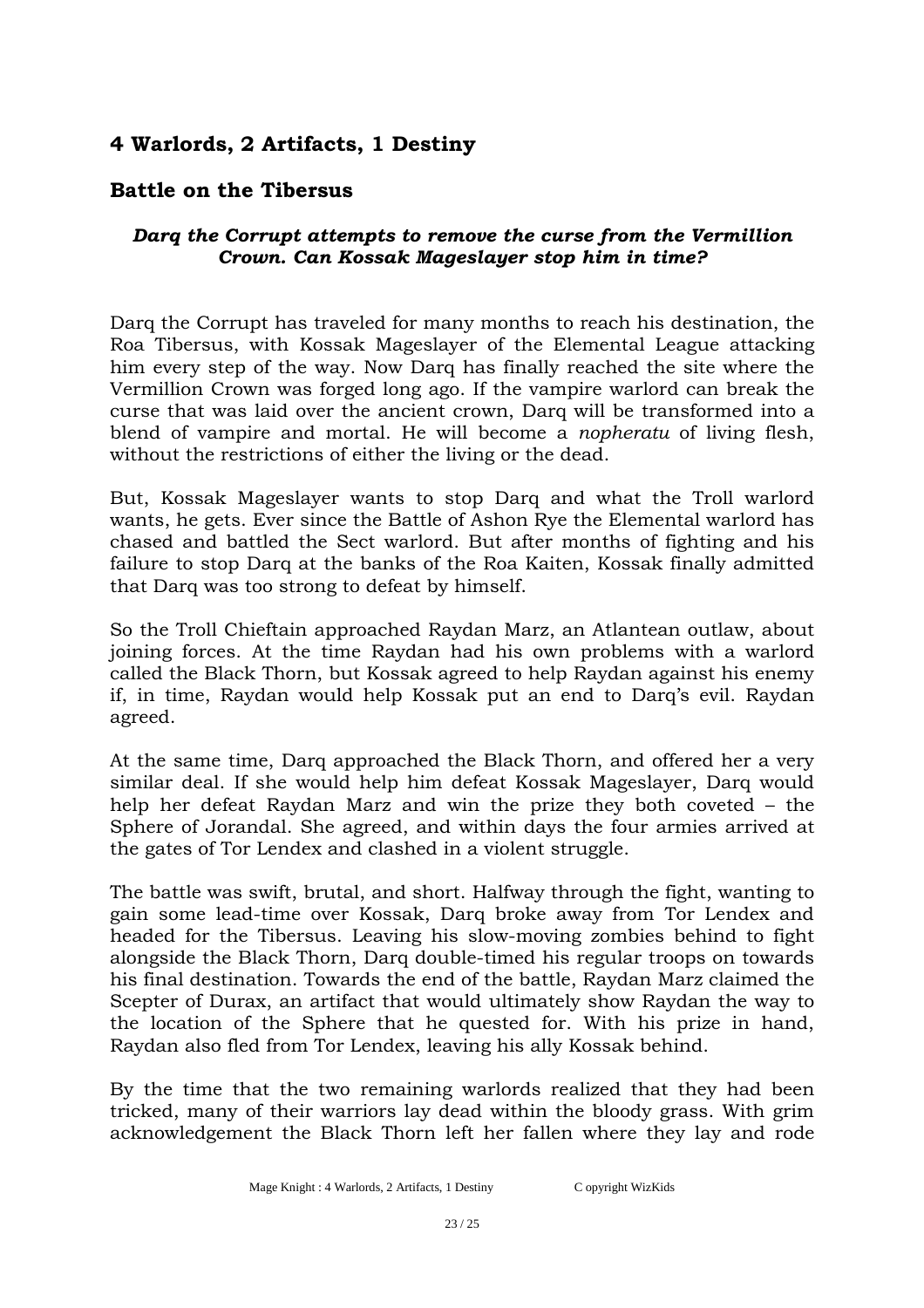## 4 Warlords, 2 Artifacts, 1 Destiny

## Battle on the Tibersus

### *Darq the Corrupt attempts to remove the curse from the Vermillion Crown. Can Kossak Mageslayer stop him in time?*

Darq the Corrupt has traveled for many months to reach his destination, the Roa Tibersus, with Kossak Mageslayer of the Elemental League attacking him every step of the way. Now Darq has finally reached the site where the Vermillion Crown was forged long ago. If the vampire warlord can break the curse that was laid over the ancient crown, Darq will be transformed into a blend of vampire and mortal. He will become a *nopheratu* of living flesh, without the restrictions of either the living or the dead.

But, Kossak Mageslayer wants to stop Darq and what the Troll warlord wants, he gets. Ever since the Battle of Ashon Rye the Elemental warlord has chased and battled the Sect warlord. But after months of fighting and his failure to stop Darq at the banks of the Roa Kaiten, Kossak finally admitted that Darq was too strong to defeat by himself.

So the Troll Chieftain approached Raydan Marz, an Atlantean outlaw, about joining forces. At the time Raydan had his own problems with a warlord called the Black Thorn, but Kossak agreed to help Raydan against his enemy if, in time, Raydan would help Kossak put an end to Darq's evil. Raydan agreed.

At the same time, Darq approached the Black Thorn, and offered her a very similar deal. If she would help him defeat Kossak Mageslayer, Darq would help her defeat Raydan Marz and win the prize they both coveted – the Sphere of Jorandal. She agreed, and within days the four armies arrived at the gates of Tor Lendex and clashed in a violent struggle.

The battle was swift, brutal, and short. Halfway through the fight, wanting to gain some lead-time over Kossak, Darq broke away from Tor Lendex and headed for the Tibersus. Leaving his slow-moving zombies behind to fight alongside the Black Thorn, Darq double-timed his regular troops on towards his final destination. Towards the end of the battle, Raydan Marz claimed the Scepter of Durax, an artifact that would ultimately show Raydan the way to the location of the Sphere that he quested for. With his prize in hand, Raydan also fled from Tor Lendex, leaving his ally Kossak behind.

By the time that the two remaining warlords realized that they had been tricked, many of their warriors lay dead within the bloody grass. With grim acknowledgement the Black Thorn left her fallen where they lay and rode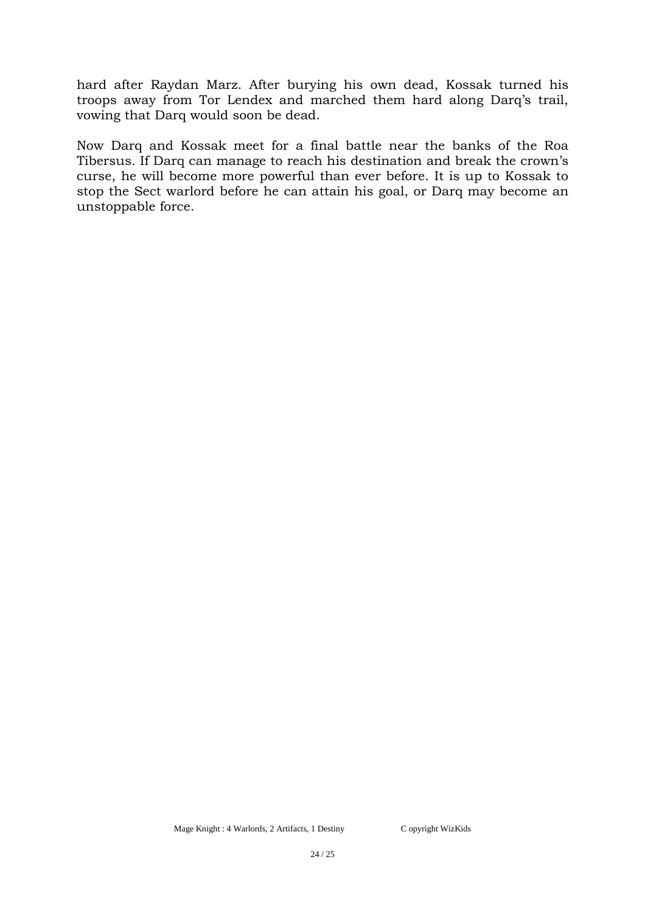hard after Raydan Marz. After burying his own dead, Kossak turned his troops away from Tor Lendex and marched them hard along Darq's trail, vowing that Darq would soon be dead.

Now Darq and Kossak meet for a final battle near the banks of the Roa Tibersus. If Darq can manage to reach his destination and break the crown's curse, he will become more powerful than ever before. It is up to Kossak to stop the Sect warlord before he can attain his goal, or Darq may become an unstoppable force.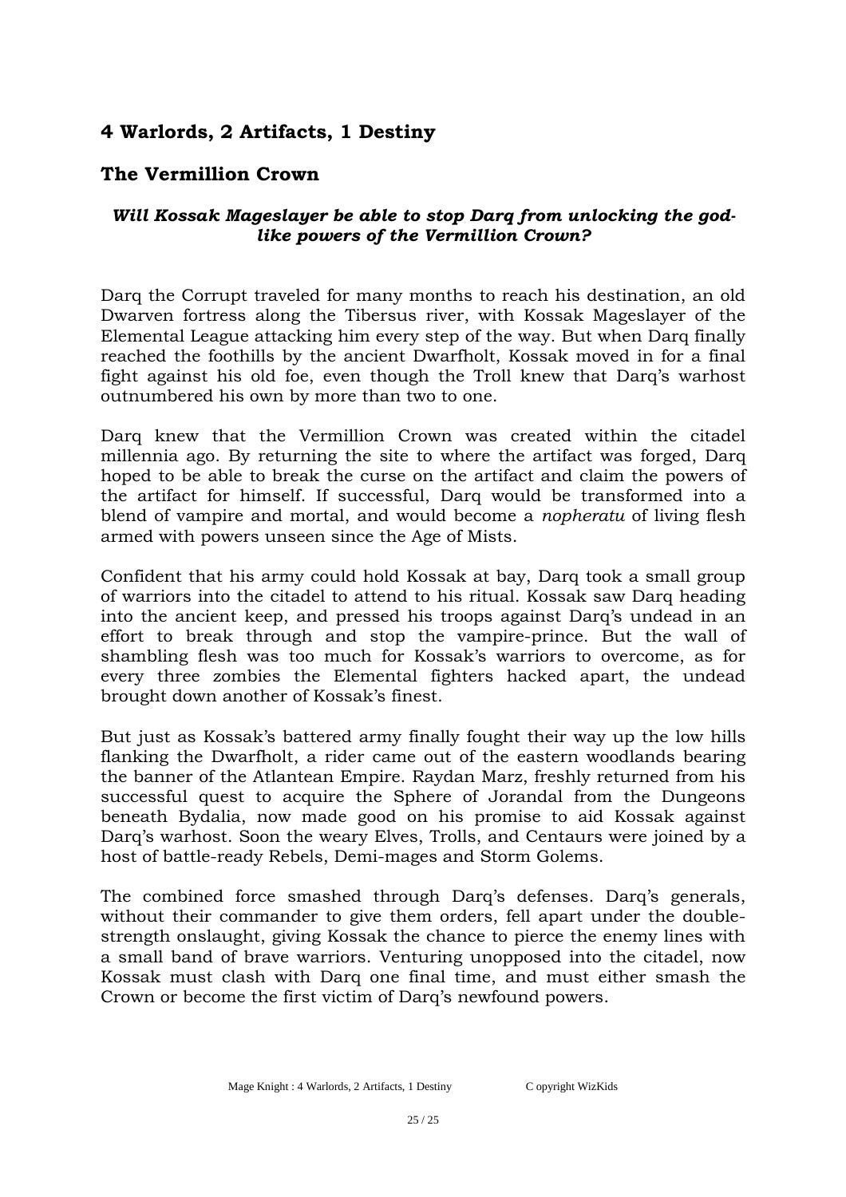## 4 Warlords, 2 Artifacts, 1 Destiny

## The Vermillion Crown

***Will Kossak Mageslayer be able to stop Darq from unlocking the god-like powers of the Vermillion Crown?***

Darq the Corrupt traveled for many months to reach his destination, an old Dwarven fortress along the Tibersus river, with Kossak Mageslayer of the Elemental League attacking him every step of the way. But when Darq finally reached the foothills by the ancient Dwarfholt, Kossak moved in for a final fight against his old foe, even though the Troll knew that Darq's warhost outnumbered his own by more than two to one.

Darq knew that the Vermillion Crown was created within the citadel millennia ago. By returning the site to where the artifact was forged, Darq hoped to be able to break the curse on the artifact and claim the powers of the artifact for himself. If successful, Darq would be transformed into a blend of vampire and mortal, and would become a *nopheratu* of living flesh armed with powers unseen since the Age of Mists.

Confident that his army could hold Kossak at bay, Darq took a small group of warriors into the citadel to attend to his ritual. Kossak saw Darq heading into the ancient keep, and pressed his troops against Darq's undead in an effort to break through and stop the vampire-prince. But the wall of shambling flesh was too much for Kossak's warriors to overcome, as for every three zombies the Elemental fighters hacked apart, the undead brought down another of Kossak's finest.

But just as Kossak's battered army finally fought their way up the low hills flanking the Dwarfholt, a rider came out of the eastern woodlands bearing the banner of the Atlantean Empire. Raydan Marz, freshly returned from his successful quest to acquire the Sphere of Jorandal from the Dungeons beneath Bydalia, now made good on his promise to aid Kossak against Darq's warhost. Soon the weary Elves, Trolls, and Centaurs were joined by a host of battle-ready Rebels, Demi-mages and Storm Golems.

The combined force smashed through Darq's defenses. Darq's generals, without their commander to give them orders, fell apart under the double-strength onslaught, giving Kossak the chance to pierce the enemy lines with a small band of brave warriors. Venturing unopposed into the citadel, now Kossak must clash with Darq one final time, and must either smash the Crown or become the first victim of Darq's newfound powers.